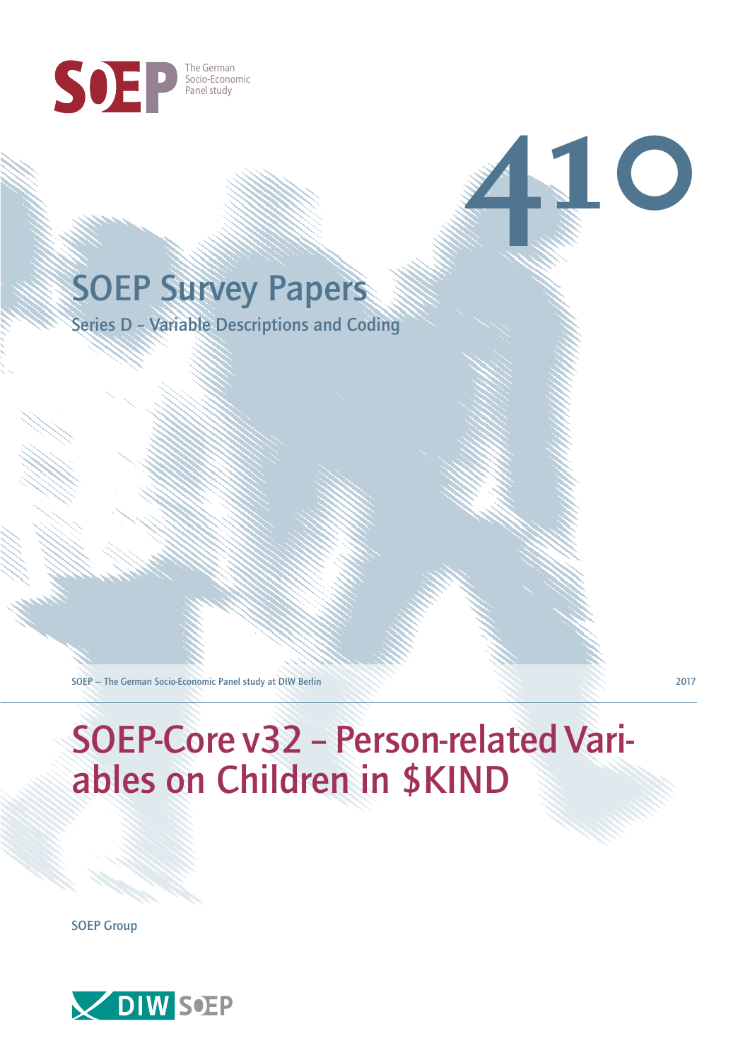SOEP The German Socio-Economic Panel study

410

# SOEP Survey Papers

Series D – Variable Descriptions and Coding

SOEP – The German Socio-Economic Panel study at DIW Berlin

2017

# SOEP-Core v32 – Person-related Variables on Children in $KIND

SOEP Group

DIW SOEP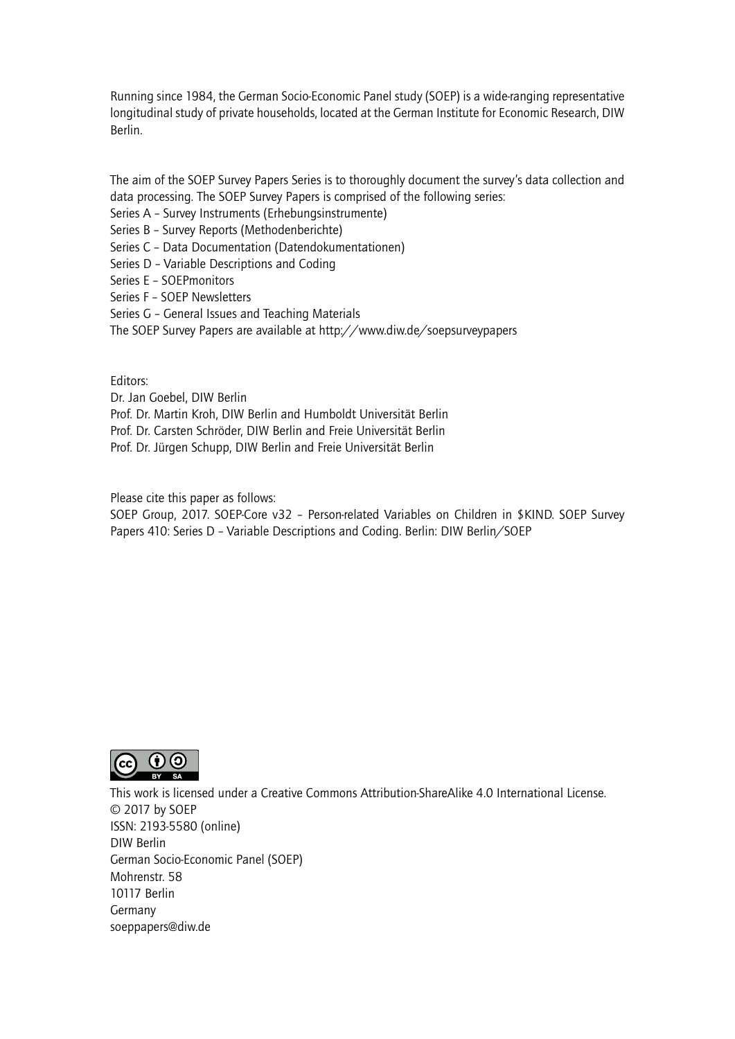Running since 1984, the German Socio-Economic Panel study (SOEP) is a wide-ranging representative longitudinal study of private households, located at the German Institute for Economic Research, DIW Berlin.

The aim of the SOEP Survey Papers Series is to thoroughly document the survey's data collection and data processing. The SOEP Survey Papers is comprised of the following series:

Series A – Survey Instruments (Erhebungsinstrumente)
Series B – Survey Reports (Methodenberichte)
Series C – Data Documentation (Datendokumentationen)
Series D – Variable Descriptions and Coding
Series E – SOEPmonitors
Series F – SOEP Newsletters
Series G – General Issues and Teaching Materials
The SOEP Survey Papers are available at http://www.diw.de/soepsurveypapers

Editors:
Dr. Jan Goebel, DIW Berlin
Prof. Dr. Martin Kroh, DIW Berlin and Humboldt Universität Berlin
Prof. Dr. Carsten Schröder, DIW Berlin and Freie Universität Berlin
Prof. Dr. Jürgen Schupp, DIW Berlin and Freie Universität Berlin

Please cite this paper as follows:
SOEP Group, 2017. SOEP-Core v32 – Person-related Variables on Children in $KIND. SOEP Survey Papers 410: Series D – Variable Descriptions and Coding. Berlin: DIW Berlin/SOEP

This work is licensed under a Creative Commons Attribution-ShareAlike 4.0 International License.
© 2017 by SOEP
ISSN: 2193-5580 (online)
DIW Berlin
German Socio-Economic Panel (SOEP)
Mohrenstr. 58
10117 Berlin
Germany
soeppapers@diw.de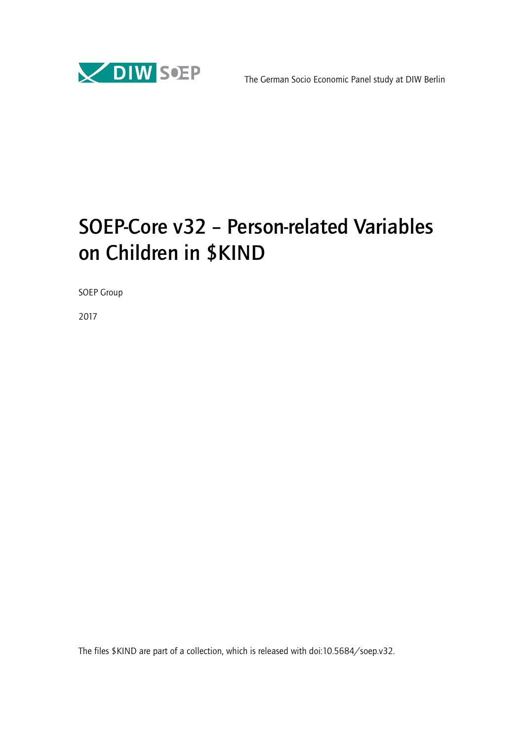The German Socio Economic Panel study at DIW Berlin

# SOEP-Core v32 – Person-related Variables on Children in $KIND

SOEP Group

2017

The files $KIND are part of a collection, which is released with doi:10.5684/soep.v32.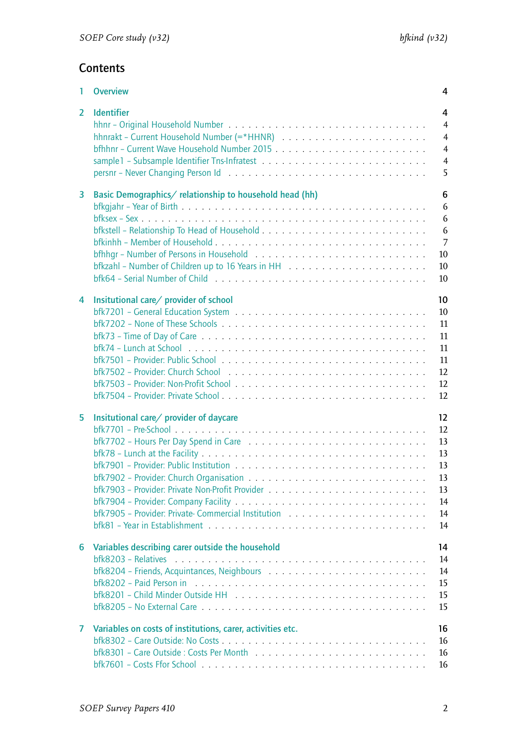## Contents

1 Overview 4

2 Identifier 4
- hhnr – Original Household Number . . . . . 4
- hhnrakt – Current Household Number (=*HHNR) . . . . . 4
- bfhhnr – Current Wave Household Number 2015 . . . . . 4
- sample1 – Subsample Identifier Tns-Infratest . . . . . 4
- persnr – Never Changing Person Id . . . . . 5

3 Basic Demographics/ relationship to household head (hh) 6
- bfkgjahr – Year of Birth . . . . . 6
- bfksex – Sex . . . . . 6
- bfkstell – Relationship To Head of Household . . . . . 6
- bfkinhh – Member of Household . . . . . 7
- bfhhgr – Number of Persons in Household . . . . . 10
- bfkzahl – Number of Children up to 16 Years in HH . . . . . 10
- bfk64 – Serial Number of Child . . . . . 10

4 Insitutional care/ provider of school 10
- bfk7201 – General Education System . . . . . 10
- bfk7202 – None of These Schools . . . . . 11
- bfk73 – Time of Day of Care . . . . . 11
- bfk74 – Lunch at School . . . . . 11
- bfk7501 – Provider: Public School . . . . . 11
- bfk7502 – Provider: Church School . . . . . 12
- bfk7503 – Provider: Non-Profit School . . . . . 12
- bfk7504 – Provider: Private School . . . . . 12

5 Insitutional care/ provider of daycare 12
- bfk7701 – Pre-School . . . . . 12
- bfk7702 – Hours Per Day Spend in Care . . . . . 13
- bfk78 – Lunch at the Facility . . . . . 13
- bfk7901 – Provider: Public Institution . . . . . 13
- bfk7902 – Provider: Church Organisation . . . . . 13
- bfk7903 – Provider: Private Non-Profit Provider . . . . . 13
- bfk7904 – Provider: Company Facility . . . . . 14
- bfk7905 – Provider: Private- Commercial Institution . . . . . 14
- bfk81 – Year in Establishment . . . . . 14

6 Variables describing carer outside the household 14
- bfk8203 – Relatives . . . . . 14
- bfk8204 – Friends, Acquintances, Neighbours . . . . . 14
- bfk8202 – Paid Person in . . . . . 15
- bfk8201 – Child Minder Outside HH . . . . . 15
- bfk8205 – No External Care . . . . . 15

7 Variables on costs of institutions, carer, activities etc. 16
- bfk8302 – Care Outside: No Costs . . . . . 16
- bfk8301 – Care Outside : Costs Per Month . . . . . 16
- bfk7601 – Costs Ffor School . . . . . 16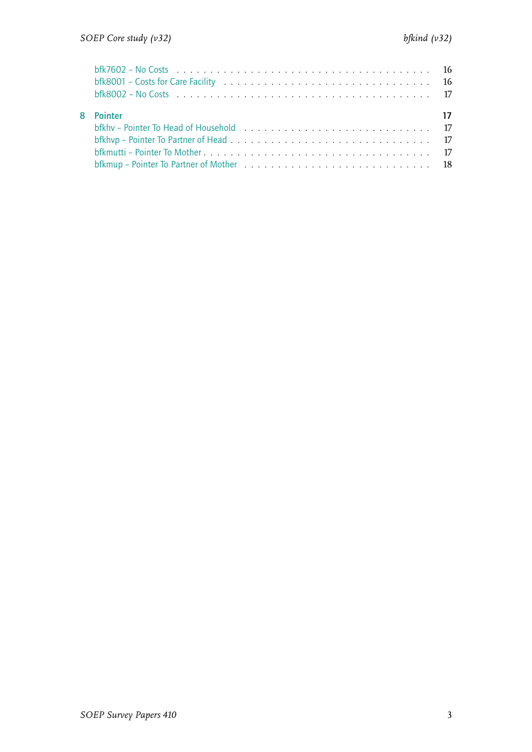- bfk7602 – No Costs . . . . . . . . . . 16
- bfk8001 – Costs for Care Facility . . . . . . . . . . 16
- bfk8002 – No Costs . . . . . . . . . . 17

**8 Pointer** **17**

- bfkhv – Pointer To Head of Household . . . . . . . . . . 17
- bfkhvp – Pointer To Partner of Head . . . . . . . . . . 17
- bfkmutti – Pointer To Mother . . . . . . . . . . 17
- bfkmup – Pointer To Partner of Mother . . . . . . . . . . 18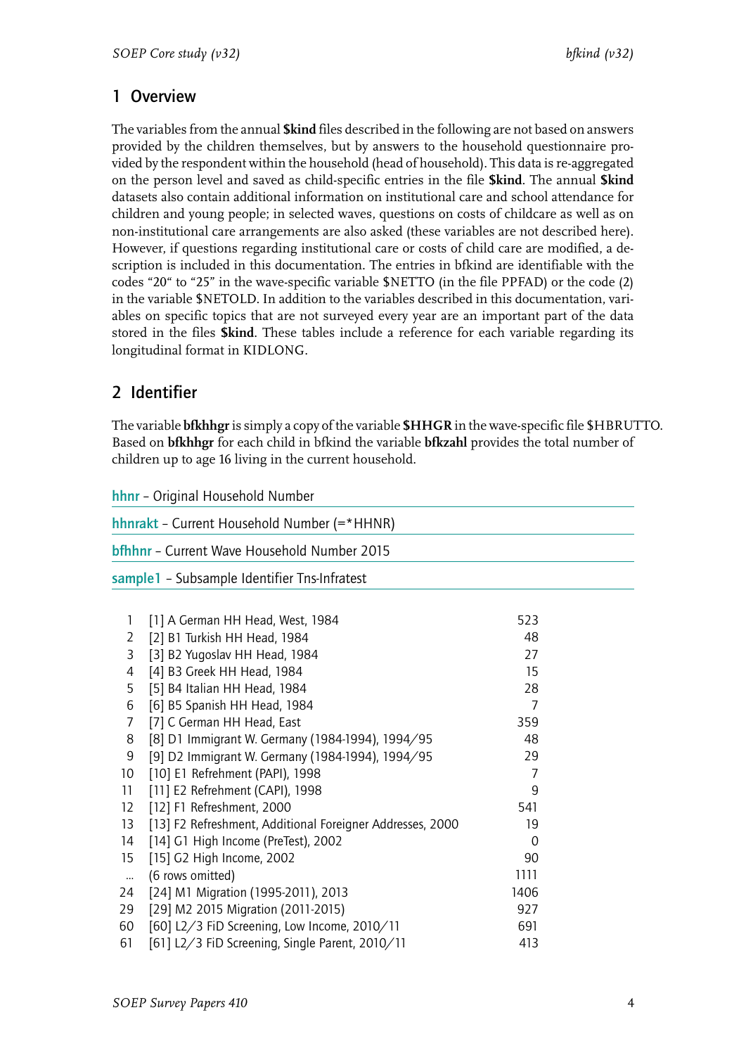## 1 Overview

The variables from the annual **$kind** files described in the following are not based on answers provided by the children themselves, but by answers to the household questionnaire provided by the respondent within the household (head of household). This data is re-aggregated on the person level and saved as child-specific entries in the file **$kind**. The annual **$kind** datasets also contain additional information on institutional care and school attendance for children and young people; in selected waves, questions on costs of childcare as well as on non-institutional care arrangements are also asked (these variables are not described here). However, if questions regarding institutional care or costs of child care are modified, a description is included in this documentation. The entries in bfkind are identifiable with the codes "20" to "25" in the wave-specific variable $NETTO (in the file PPFAD) or the code (2) in the variable $NETOLD. In addition to the variables described in this documentation, variables on specific topics that are not surveyed every year are an important part of the data stored in the files **$kind**. These tables include a reference for each variable regarding its longitudinal format in KIDLONG.

## 2 Identifier

The variable **bfkhhgr** is simply a copy of the variable **$HHGR** in the wave-specific file $HBRUTTO. Based on **bfkhhgr** for each child in bfkind the variable **bfkzahl** provides the total number of children up to age 16 living in the current household.

**hhnr** – Original Household Number

**hhnrakt** – Current Household Number (=*HHNR)

**bfhhnr** – Current Wave Household Number 2015

**sample1** – Subsample Identifier Tns-Infratest

| | | |
|---|---|---|
| 1 | [1] A German HH Head, West, 1984 | 523 |
| 2 | [2] B1 Turkish HH Head, 1984 | 48 |
| 3 | [3] B2 Yugoslav HH Head, 1984 | 27 |
| 4 | [4] B3 Greek HH Head, 1984 | 15 |
| 5 | [5] B4 Italian HH Head, 1984 | 28 |
| 6 | [6] B5 Spanish HH Head, 1984 | 7 |
| 7 | [7] C German HH Head, East | 359 |
| 8 | [8] D1 Immigrant W. Germany (1984-1994), 1994/95 | 48 |
| 9 | [9] D2 Immigrant W. Germany (1984-1994), 1994/95 | 29 |
| 10 | [10] E1 Refrehment (PAPI), 1998 | 7 |
| 11 | [11] E2 Refrehment (CAPI), 1998 | 9 |
| 12 | [12] F1 Refreshment, 2000 | 541 |
| 13 | [13] F2 Refreshment, Additional Foreigner Addresses, 2000 | 19 |
| 14 | [14] G1 High Income (PreTest), 2002 | 0 |
| 15 | [15] G2 High Income, 2002 | 90 |
| ... | (6 rows omitted) | 1111 |
| 24 | [24] M1 Migration (1995-2011), 2013 | 1406 |
| 29 | [29] M2 2015 Migration (2011-2015) | 927 |
| 60 | [60] L2/3 FiD Screening, Low Income, 2010/11 | 691 |
| 61 | [61] L2/3 FiD Screening, Single Parent, 2010/11 | 413 |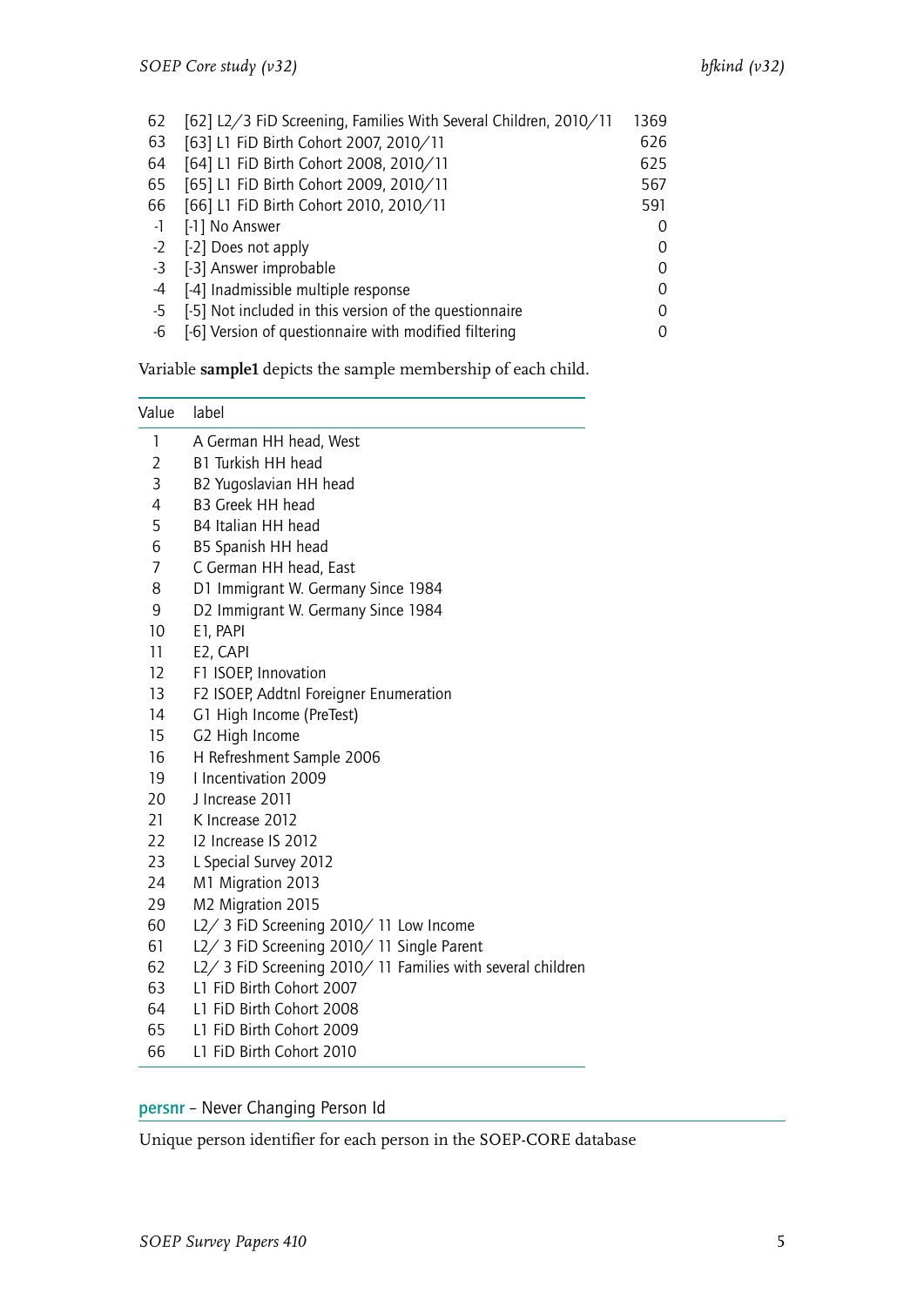| | | |
|---|---|---|
| 62 | [62] L2/3 FiD Screening, Families With Several Children, 2010/11 | 1369 |
| 63 | [63] L1 FiD Birth Cohort 2007, 2010/11 | 626 |
| 64 | [64] L1 FiD Birth Cohort 2008, 2010/11 | 625 |
| 65 | [65] L1 FiD Birth Cohort 2009, 2010/11 | 567 |
| 66 | [66] L1 FiD Birth Cohort 2010, 2010/11 | 591 |
| -1 | [-1] No Answer | 0 |
| -2 | [-2] Does not apply | 0 |
| -3 | [-3] Answer improbable | 0 |
| -4 | [-4] Inadmissible multiple response | 0 |
| -5 | [-5] Not included in this version of the questionnaire | 0 |
| -6 | [-6] Version of questionnaire with modified filtering | 0 |

Variable **sample1** depicts the sample membership of each child.

| Value | label |
|---|---|
| 1 | A German HH head, West |
| 2 | B1 Turkish HH head |
| 3 | B2 Yugoslavian HH head |
| 4 | B3 Greek HH head |
| 5 | B4 Italian HH head |
| 6 | B5 Spanish HH head |
| 7 | C German HH head, East |
| 8 | D1 Immigrant W. Germany Since 1984 |
| 9 | D2 Immigrant W. Germany Since 1984 |
| 10 | E1, PAPI |
| 11 | E2, CAPI |
| 12 | F1 ISOEP, Innovation |
| 13 | F2 ISOEP, Addtnl Foreigner Enumeration |
| 14 | G1 High Income (PreTest) |
| 15 | G2 High Income |
| 16 | H Refreshment Sample 2006 |
| 19 | I Incentivation 2009 |
| 20 | J Increase 2011 |
| 21 | K Increase 2012 |
| 22 | I2 Increase IS 2012 |
| 23 | L Special Survey 2012 |
| 24 | M1 Migration 2013 |
| 29 | M2 Migration 2015 |
| 60 | L2/ 3 FiD Screening 2010/ 11 Low Income |
| 61 | L2/ 3 FiD Screening 2010/ 11 Single Parent |
| 62 | L2/ 3 FiD Screening 2010/ 11 Families with several children |
| 63 | L1 FiD Birth Cohort 2007 |
| 64 | L1 FiD Birth Cohort 2008 |
| 65 | L1 FiD Birth Cohort 2009 |
| 66 | L1 FiD Birth Cohort 2010 |

## persnr – Never Changing Person Id

Unique person identifier for each person in the SOEP-CORE database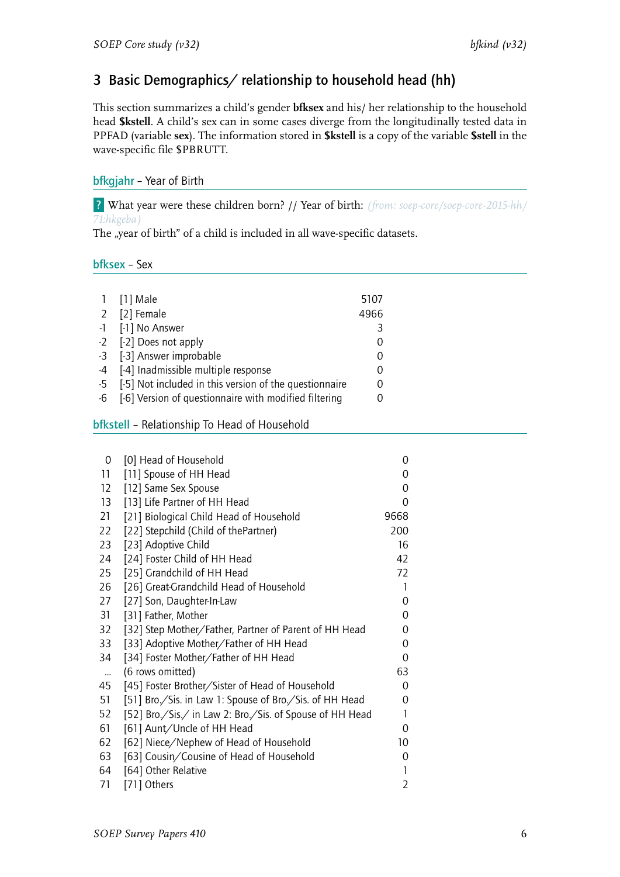## 3 Basic Demographics/ relationship to household head (hh)

This section summarizes a child's gender **bfksex** and his/ her relationship to the household head **$kstell**. A child's sex can in some cases diverge from the longitudinally tested data in PPFAD (variable **sex**). The information stored in **$kstell** is a copy of the variable **$stell** in the wave-specific file $PBRUTT.

### bfkgjahr – Year of Birth

? What year were these children born? // Year of birth: *(from: soep-core/soep-core-2015-hh/71:hkgeba)*

The „year of birth" of a child is included in all wave-specific datasets.

### bfksex – Sex

| | | |
|---|---|---|
| 1 | [1] Male | 5107 |
| 2 | [2] Female | 4966 |
| -1 | [-1] No Answer | 3 |
| -2 | [-2] Does not apply | 0 |
| -3 | [-3] Answer improbable | 0 |
| -4 | [-4] Inadmissible multiple response | 0 |
| -5 | [-5] Not included in this version of the questionnaire | 0 |
| -6 | [-6] Version of questionnaire with modified filtering | 0 |

### bfkstell – Relationship To Head of Household

| | | |
|---|---|---|
| 0 | [0] Head of Household | 0 |
| 11 | [11] Spouse of HH Head | 0 |
| 12 | [12] Same Sex Spouse | 0 |
| 13 | [13] Life Partner of HH Head | 0 |
| 21 | [21] Biological Child Head of Household | 9668 |
| 22 | [22] Stepchild (Child of thePartner) | 200 |
| 23 | [23] Adoptive Child | 16 |
| 24 | [24] Foster Child of HH Head | 42 |
| 25 | [25] Grandchild of HH Head | 72 |
| 26 | [26] Great-Grandchild Head of Household | 1 |
| 27 | [27] Son, Daughter-In-Law | 0 |
| 31 | [31] Father, Mother | 0 |
| 32 | [32] Step Mother/Father, Partner of Parent of HH Head | 0 |
| 33 | [33] Adoptive Mother/Father of HH Head | 0 |
| 34 | [34] Foster Mother/Father of HH Head | 0 |
| ... | (6 rows omitted) | 63 |
| 45 | [45] Foster Brother/Sister of Head of Household | 0 |
| 51 | [51] Bro./Sis. in Law 1: Spouse of Bro./Sis. of HH Head | 0 |
| 52 | [52] Bro./Sis./ in Law 2: Bro./Sis. of Spouse of HH Head | 1 |
| 61 | [61] Aunt/Uncle of HH Head | 0 |
| 62 | [62] Niece/Nephew of Head of Household | 10 |
| 63 | [63] Cousin/Cousine of Head of Household | 0 |
| 64 | [64] Other Relative | 1 |
| 71 | [71] Others | 2 |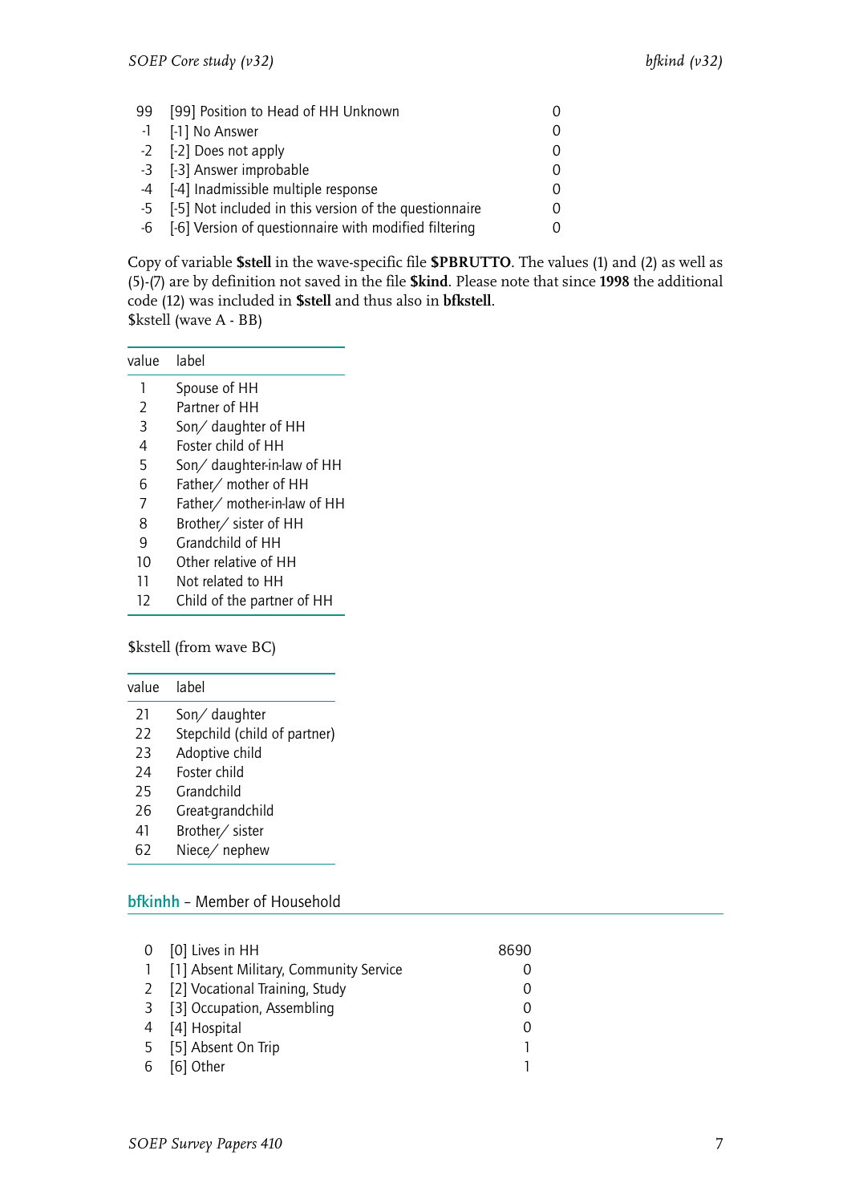| | | |
|---|---|---|
| 99 | [99] Position to Head of HH Unknown | 0 |
| -1 | [-1] No Answer | 0 |
| -2 | [-2] Does not apply | 0 |
| -3 | [-3] Answer improbable | 0 |
| -4 | [-4] Inadmissible multiple response | 0 |
| -5 | [-5] Not included in this version of the questionnaire | 0 |
| -6 | [-6] Version of questionnaire with modified filtering | 0 |

Copy of variable **$stell** in the wave-specific file **$PBRUTTO**. The values (1) and (2) as well as (5)-(7) are by definition not saved in the file **$kind**. Please note that since **1998** the additional code (12) was included in **$stell** and thus also in **bfkstell**.
$kstell (wave A - BB)

| value | label |
|---|---|
| 1 | Spouse of HH |
| 2 | Partner of HH |
| 3 | Son/ daughter of HH |
| 4 | Foster child of HH |
| 5 | Son/ daughter-in-law of HH |
| 6 | Father/ mother of HH |
| 7 | Father/ mother-in-law of HH |
| 8 | Brother/ sister of HH |
| 9 | Grandchild of HH |
| 10 | Other relative of HH |
| 11 | Not related to HH |
| 12 | Child of the partner of HH |

$kstell (from wave BC)

| value | label |
|---|---|
| 21 | Son/ daughter |
| 22 | Stepchild (child of partner) |
| 23 | Adoptive child |
| 24 | Foster child |
| 25 | Grandchild |
| 26 | Great-grandchild |
| 41 | Brother/ sister |
| 62 | Niece/ nephew |

## bfkinhh – Member of Household

| | | |
|---|---|---|
| 0 | [0] Lives in HH | 8690 |
| 1 | [1] Absent Military, Community Service | 0 |
| 2 | [2] Vocational Training, Study | 0 |
| 3 | [3] Occupation, Assembling | 0 |
| 4 | [4] Hospital | 0 |
| 5 | [5] Absent On Trip | 1 |
| 6 | [6] Other | 1 |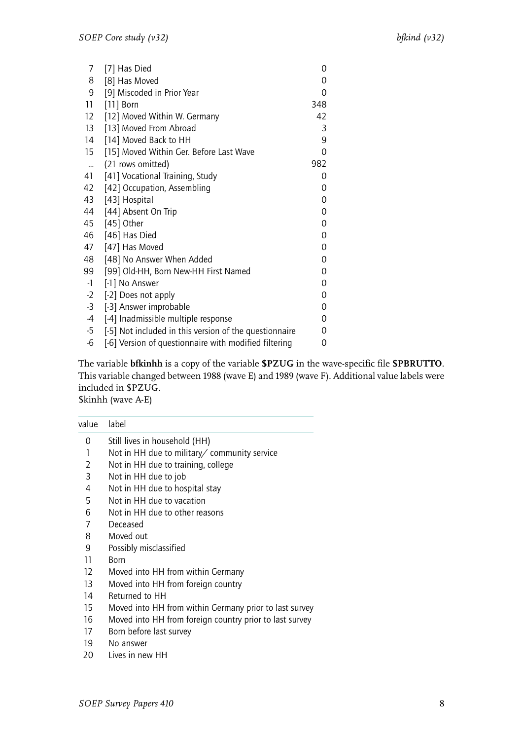| | | |
|---|---|---|
| 7 | [7] Has Died | 0 |
| 8 | [8] Has Moved | 0 |
| 9 | [9] Miscoded in Prior Year | 0 |
| 11 | [11] Born | 348 |
| 12 | [12] Moved Within W. Germany | 42 |
| 13 | [13] Moved From Abroad | 3 |
| 14 | [14] Moved Back to HH | 9 |
| 15 | [15] Moved Within Ger. Before Last Wave | 0 |
| ... | (21 rows omitted) | 982 |
| 41 | [41] Vocational Training, Study | 0 |
| 42 | [42] Occupation, Assembling | 0 |
| 43 | [43] Hospital | 0 |
| 44 | [44] Absent On Trip | 0 |
| 45 | [45] Other | 0 |
| 46 | [46] Has Died | 0 |
| 47 | [47] Has Moved | 0 |
| 48 | [48] No Answer When Added | 0 |
| 99 | [99] Old-HH, Born New-HH First Named | 0 |
| -1 | [-1] No Answer | 0 |
| -2 | [-2] Does not apply | 0 |
| -3 | [-3] Answer improbable | 0 |
| -4 | [-4] Inadmissible multiple response | 0 |
| -5 | [-5] Not included in this version of the questionnaire | 0 |
| -6 | [-6] Version of questionnaire with modified filtering | 0 |

The variable **bfkinhh** is a copy of the variable **$PZUG** in the wave-specific file **$PBRUTTO**. This variable changed between 1988 (wave E) and 1989 (wave F). Additional value labels were included in $PZUG.
$kinhh (wave A-E)

| value | label |
|---|---|
| 0 | Still lives in household (HH) |
| 1 | Not in HH due to military/ community service |
| 2 | Not in HH due to training, college |
| 3 | Not in HH due to job |
| 4 | Not in HH due to hospital stay |
| 5 | Not in HH due to vacation |
| 6 | Not in HH due to other reasons |
| 7 | Deceased |
| 8 | Moved out |
| 9 | Possibly misclassified |
| 11 | Born |
| 12 | Moved into HH from within Germany |
| 13 | Moved into HH from foreign country |
| 14 | Returned to HH |
| 15 | Moved into HH from within Germany prior to last survey |
| 16 | Moved into HH from foreign country prior to last survey |
| 17 | Born before last survey |
| 19 | No answer |
| 20 | Lives in new HH |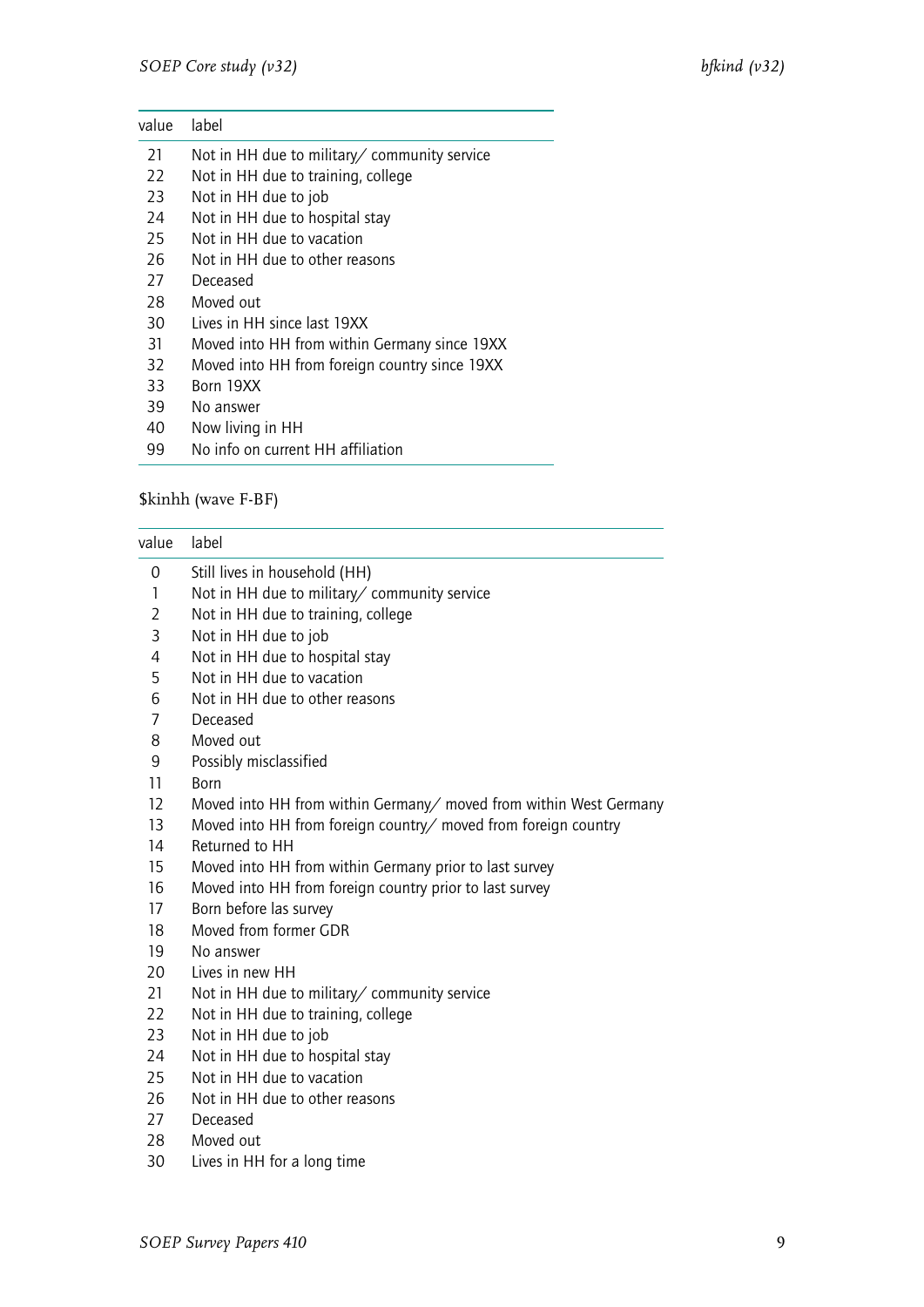| value | label |
|---|---|
| 21 | Not in HH due to military/ community service |
| 22 | Not in HH due to training, college |
| 23 | Not in HH due to job |
| 24 | Not in HH due to hospital stay |
| 25 | Not in HH due to vacation |
| 26 | Not in HH due to other reasons |
| 27 | Deceased |
| 28 | Moved out |
| 30 | Lives in HH since last 19XX |
| 31 | Moved into HH from within Germany since 19XX |
| 32 | Moved into HH from foreign country since 19XX |
| 33 | Born 19XX |
| 39 | No answer |
| 40 | Now living in HH |
| 99 | No info on current HH affiliation |

$kinhh (wave F-BF)

| value | label |
|---|---|
| 0 | Still lives in household (HH) |
| 1 | Not in HH due to military/ community service |
| 2 | Not in HH due to training, college |
| 3 | Not in HH due to job |
| 4 | Not in HH due to hospital stay |
| 5 | Not in HH due to vacation |
| 6 | Not in HH due to other reasons |
| 7 | Deceased |
| 8 | Moved out |
| 9 | Possibly misclassified |
| 11 | Born |
| 12 | Moved into HH from within Germany/ moved from within West Germany |
| 13 | Moved into HH from foreign country/ moved from foreign country |
| 14 | Returned to HH |
| 15 | Moved into HH from within Germany prior to last survey |
| 16 | Moved into HH from foreign country prior to last survey |
| 17 | Born before las survey |
| 18 | Moved from former GDR |
| 19 | No answer |
| 20 | Lives in new HH |
| 21 | Not in HH due to military/ community service |
| 22 | Not in HH due to training, college |
| 23 | Not in HH due to job |
| 24 | Not in HH due to hospital stay |
| 25 | Not in HH due to vacation |
| 26 | Not in HH due to other reasons |
| 27 | Deceased |
| 28 | Moved out |
| 30 | Lives in HH for a long time |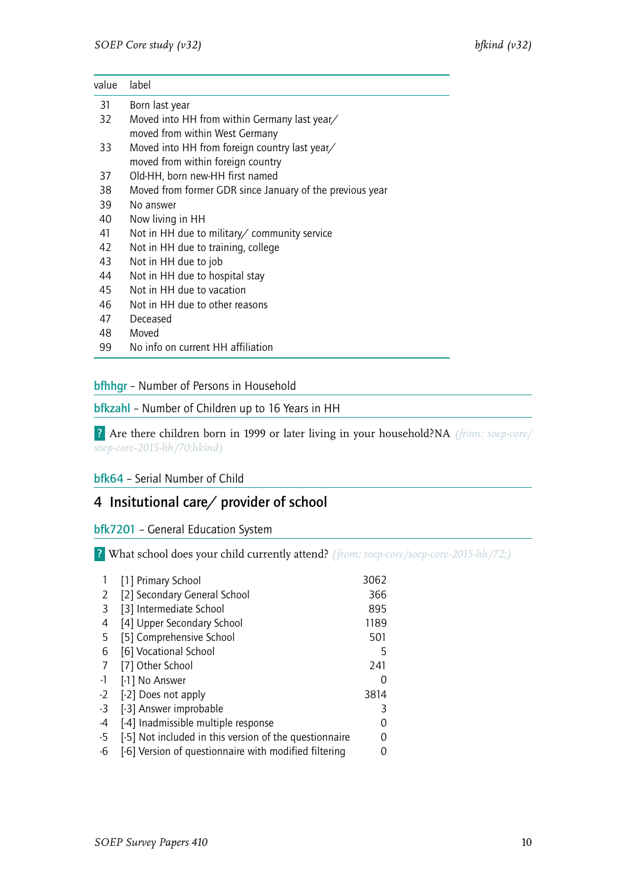| value | label |
|---|---|
| 31 | Born last year |
| 32 | Moved into HH from within Germany last year/ moved from within West Germany |
| 33 | Moved into HH from foreign country last year/ moved from within foreign country |
| 37 | Old-HH, born new-HH first named |
| 38 | Moved from former GDR since January of the previous year |
| 39 | No answer |
| 40 | Now living in HH |
| 41 | Not in HH due to military/ community service |
| 42 | Not in HH due to training, college |
| 43 | Not in HH due to job |
| 44 | Not in HH due to hospital stay |
| 45 | Not in HH due to vacation |
| 46 | Not in HH due to other reasons |
| 47 | Deceased |
| 48 | Moved |
| 99 | No info on current HH affiliation |

**bfhhgr** – Number of Persons in Household

**bfkzahl** – Number of Children up to 16 Years in HH

? Are there children born in 1999 or later living in your household?NA *(from: soep-core/soep-core-2015-hh/70:hkind)*

**bfk64** – Serial Number of Child

## 4 Insitutional care/ provider of school

**bfk7201** – General Education System

? What school does your child currently attend? *(from: soep-core/soep-core-2015-hh/72;)*

| | | |
|---|---|---|
| 1 | [1] Primary School | 3062 |
| 2 | [2] Secondary General School | 366 |
| 3 | [3] Intermediate School | 895 |
| 4 | [4] Upper Secondary School | 1189 |
| 5 | [5] Comprehensive School | 501 |
| 6 | [6] Vocational School | 5 |
| 7 | [7] Other School | 241 |
| -1 | [-1] No Answer | 0 |
| -2 | [-2] Does not apply | 3814 |
| -3 | [-3] Answer improbable | 3 |
| -4 | [-4] Inadmissible multiple response | 0 |
| -5 | [-5] Not included in this version of the questionnaire | 0 |
| -6 | [-6] Version of questionnaire with modified filtering | 0 |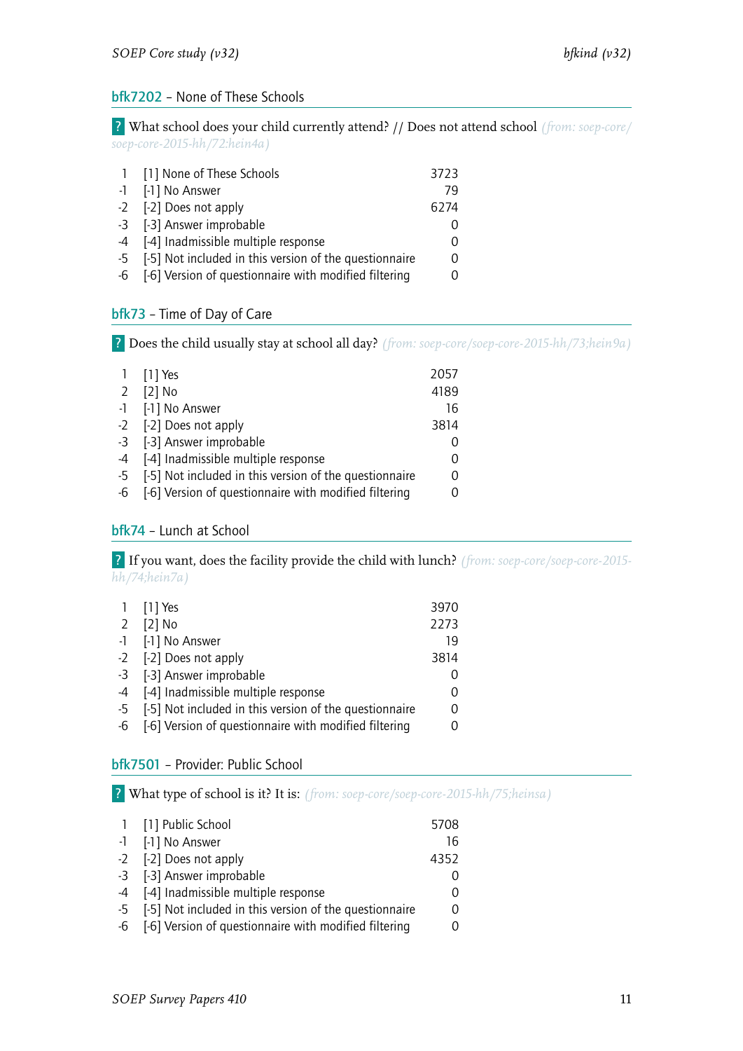## bfk7202 – None of These Schools

**?** What school does your child currently attend? // Does not attend school *(from: soep-core/soep-core-2015-hh/72:hein4a)*

| | | |
|---|---|---|
| 1 | [1] None of These Schools | 3723 |
| -1 | [-1] No Answer | 79 |
| -2 | [-2] Does not apply | 6274 |
| -3 | [-3] Answer improbable | 0 |
| -4 | [-4] Inadmissible multiple response | 0 |
| -5 | [-5] Not included in this version of the questionnaire | 0 |
| -6 | [-6] Version of questionnaire with modified filtering | 0 |

## bfk73 – Time of Day of Care

**?** Does the child usually stay at school all day? *(from: soep-core/soep-core-2015-hh/73;hein9a)*

| | | |
|---|---|---|
| 1 | [1] Yes | 2057 |
| 2 | [2] No | 4189 |
| -1 | [-1] No Answer | 16 |
| -2 | [-2] Does not apply | 3814 |
| -3 | [-3] Answer improbable | 0 |
| -4 | [-4] Inadmissible multiple response | 0 |
| -5 | [-5] Not included in this version of the questionnaire | 0 |
| -6 | [-6] Version of questionnaire with modified filtering | 0 |

## bfk74 – Lunch at School

**?** If you want, does the facility provide the child with lunch? *(from: soep-core/soep-core-2015-hh/74;hein7a)*

| | | |
|---|---|---|
| 1 | [1] Yes | 3970 |
| 2 | [2] No | 2273 |
| -1 | [-1] No Answer | 19 |
| -2 | [-2] Does not apply | 3814 |
| -3 | [-3] Answer improbable | 0 |
| -4 | [-4] Inadmissible multiple response | 0 |
| -5 | [-5] Not included in this version of the questionnaire | 0 |
| -6 | [-6] Version of questionnaire with modified filtering | 0 |

## bfk7501 – Provider: Public School

**?** What type of school is it? It is: *(from: soep-core/soep-core-2015-hh/75;heinsa)*

| | | |
|---|---|---|
| 1 | [1] Public School | 5708 |
| -1 | [-1] No Answer | 16 |
| -2 | [-2] Does not apply | 4352 |
| -3 | [-3] Answer improbable | 0 |
| -4 | [-4] Inadmissible multiple response | 0 |
| -5 | [-5] Not included in this version of the questionnaire | 0 |
| -6 | [-6] Version of questionnaire with modified filtering | 0 |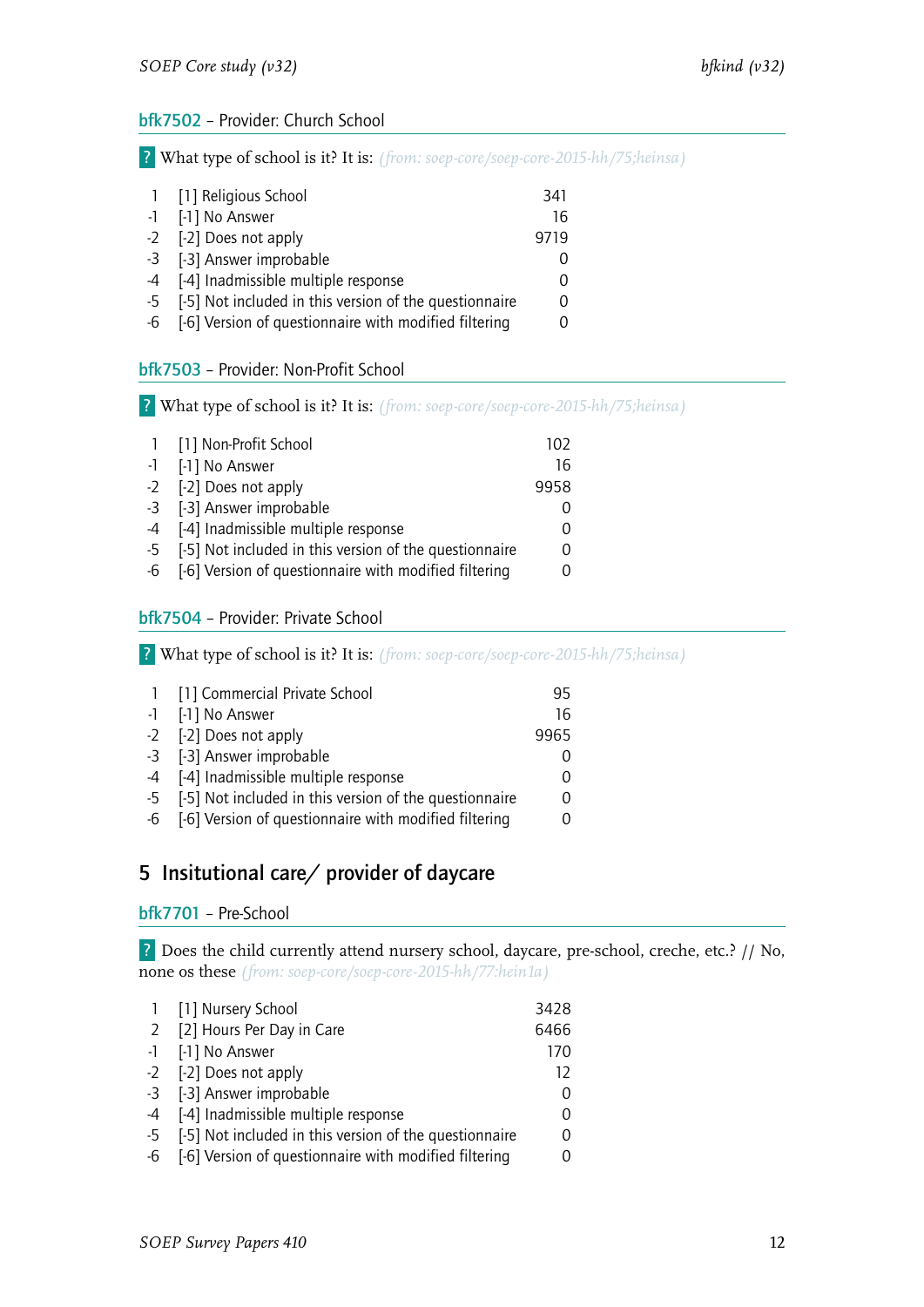### bfk7502 – Provider: Church School

? What type of school is it? It is: *(from: soep-core/soep-core-2015-hh/75;heinsa)*

| | | |
|---|---|---|
| 1 | [1] Religious School | 341 |
| -1 | [-1] No Answer | 16 |
| -2 | [-2] Does not apply | 9719 |
| -3 | [-3] Answer improbable | 0 |
| -4 | [-4] Inadmissible multiple response | 0 |
| -5 | [-5] Not included in this version of the questionnaire | 0 |
| -6 | [-6] Version of questionnaire with modified filtering | 0 |

### bfk7503 – Provider: Non-Profit School

? What type of school is it? It is: *(from: soep-core/soep-core-2015-hh/75;heinsa)*

| | | |
|---|---|---|
| 1 | [1] Non-Profit School | 102 |
| -1 | [-1] No Answer | 16 |
| -2 | [-2] Does not apply | 9958 |
| -3 | [-3] Answer improbable | 0 |
| -4 | [-4] Inadmissible multiple response | 0 |
| -5 | [-5] Not included in this version of the questionnaire | 0 |
| -6 | [-6] Version of questionnaire with modified filtering | 0 |

### bfk7504 – Provider: Private School

? What type of school is it? It is: *(from: soep-core/soep-core-2015-hh/75;heinsa)*

| | | |
|---|---|---|
| 1 | [1] Commercial Private School | 95 |
| -1 | [-1] No Answer | 16 |
| -2 | [-2] Does not apply | 9965 |
| -3 | [-3] Answer improbable | 0 |
| -4 | [-4] Inadmissible multiple response | 0 |
| -5 | [-5] Not included in this version of the questionnaire | 0 |
| -6 | [-6] Version of questionnaire with modified filtering | 0 |

## 5 Insitutional care/ provider of daycare

### bfk7701 – Pre-School

? Does the child currently attend nursery school, daycare, pre-school, creche, etc.? // No, none os these *(from: soep-core/soep-core-2015-hh/77:hein1a)*

| | | |
|---|---|---|
| 1 | [1] Nursery School | 3428 |
| 2 | [2] Hours Per Day in Care | 6466 |
| -1 | [-1] No Answer | 170 |
| -2 | [-2] Does not apply | 12 |
| -3 | [-3] Answer improbable | 0 |
| -4 | [-4] Inadmissible multiple response | 0 |
| -5 | [-5] Not included in this version of the questionnaire | 0 |
| -6 | [-6] Version of questionnaire with modified filtering | 0 |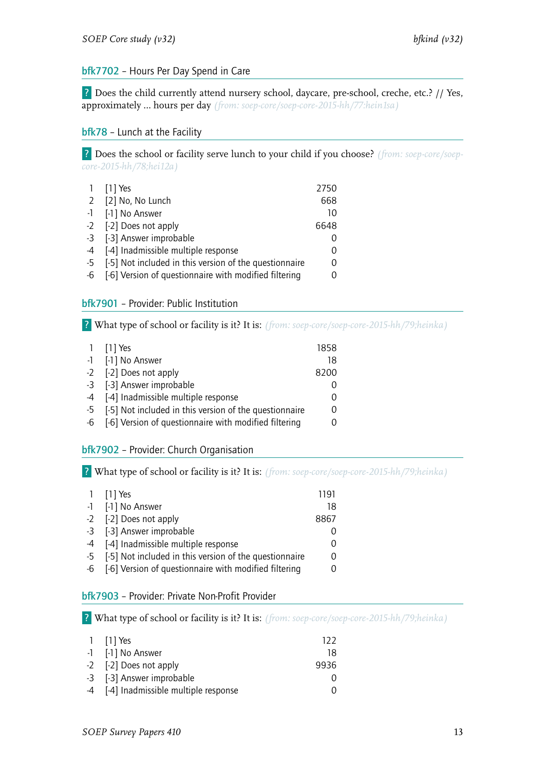## bfk7702 – Hours Per Day Spend in Care

? Does the child currently attend nursery school, daycare, pre-school, creche, etc.? // Yes, approximately ... hours per day *(from: soep-core/soep-core-2015-hh/77:hein1sa)*

## bfk78 – Lunch at the Facility

? Does the school or facility serve lunch to your child if you choose? *(from: soep-core/soep-core-2015-hh/78;hei12a)*

| | | |
|---|---|---|
| 1 | [1] Yes | 2750 |
| 2 | [2] No, No Lunch | 668 |
| -1 | [-1] No Answer | 10 |
| -2 | [-2] Does not apply | 6648 |
| -3 | [-3] Answer improbable | 0 |
| -4 | [-4] Inadmissible multiple response | 0 |
| -5 | [-5] Not included in this version of the questionnaire | 0 |
| -6 | [-6] Version of questionnaire with modified filtering | 0 |

## bfk7901 – Provider: Public Institution

? What type of school or facility is it? It is: *(from: soep-core/soep-core-2015-hh/79;heinka)*

| | | |
|---|---|---|
| 1 | [1] Yes | 1858 |
| -1 | [-1] No Answer | 18 |
| -2 | [-2] Does not apply | 8200 |
| -3 | [-3] Answer improbable | 0 |
| -4 | [-4] Inadmissible multiple response | 0 |
| -5 | [-5] Not included in this version of the questionnaire | 0 |
| -6 | [-6] Version of questionnaire with modified filtering | 0 |

## bfk7902 – Provider: Church Organisation

? What type of school or facility is it? It is: *(from: soep-core/soep-core-2015-hh/79;heinka)*

| | | |
|---|---|---|
| 1 | [1] Yes | 1191 |
| -1 | [-1] No Answer | 18 |
| -2 | [-2] Does not apply | 8867 |
| -3 | [-3] Answer improbable | 0 |
| -4 | [-4] Inadmissible multiple response | 0 |
| -5 | [-5] Not included in this version of the questionnaire | 0 |
| -6 | [-6] Version of questionnaire with modified filtering | 0 |

## bfk7903 – Provider: Private Non-Profit Provider

? What type of school or facility is it? It is: *(from: soep-core/soep-core-2015-hh/79;heinka)*

| | | |
|---|---|---|
| 1 | [1] Yes | 122 |
| -1 | [-1] No Answer | 18 |
| -2 | [-2] Does not apply | 9936 |
| -3 | [-3] Answer improbable | 0 |
| -4 | [-4] Inadmissible multiple response | 0 |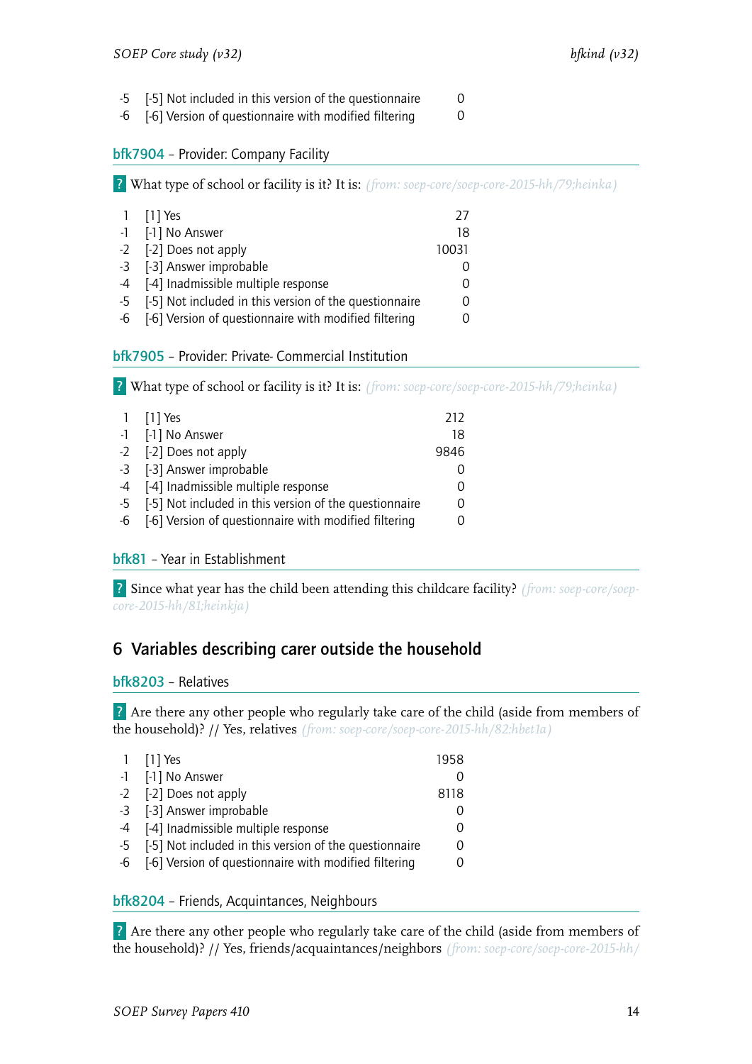| | | |
|---|---|---|
| -5 | [-5] Not included in this version of the questionnaire | 0 |
| -6 | [-6] Version of questionnaire with modified filtering | 0 |

### bfk7904 – Provider: Company Facility

? What type of school or facility is it? It is: *(from: soep-core/soep-core-2015-hh/79;heinka)*

| | | |
|---|---|---|
| 1 | [1] Yes | 27 |
| -1 | [-1] No Answer | 18 |
| -2 | [-2] Does not apply | 10031 |
| -3 | [-3] Answer improbable | 0 |
| -4 | [-4] Inadmissible multiple response | 0 |
| -5 | [-5] Not included in this version of the questionnaire | 0 |
| -6 | [-6] Version of questionnaire with modified filtering | 0 |

### bfk7905 – Provider: Private- Commercial Institution

? What type of school or facility is it? It is: *(from: soep-core/soep-core-2015-hh/79;heinka)*

| | | |
|---|---|---|
| 1 | [1] Yes | 212 |
| -1 | [-1] No Answer | 18 |
| -2 | [-2] Does not apply | 9846 |
| -3 | [-3] Answer improbable | 0 |
| -4 | [-4] Inadmissible multiple response | 0 |
| -5 | [-5] Not included in this version of the questionnaire | 0 |
| -6 | [-6] Version of questionnaire with modified filtering | 0 |

### bfk81 – Year in Establishment

? Since what year has the child been attending this childcare facility? *(from: soep-core/soep-core-2015-hh/81;heinkja)*

## 6 Variables describing carer outside the household

### bfk8203 – Relatives

? Are there any other people who regularly take care of the child (aside from members of the household)? // Yes, relatives *(from: soep-core/soep-core-2015-hh/82:hbet1a)*

| | | |
|---|---|---|
| 1 | [1] Yes | 1958 |
| -1 | [-1] No Answer | 0 |
| -2 | [-2] Does not apply | 8118 |
| -3 | [-3] Answer improbable | 0 |
| -4 | [-4] Inadmissible multiple response | 0 |
| -5 | [-5] Not included in this version of the questionnaire | 0 |
| -6 | [-6] Version of questionnaire with modified filtering | 0 |

### bfk8204 – Friends, Acquintances, Neighbours

? Are there any other people who regularly take care of the child (aside from members of the household)? // Yes, friends/acquaintances/neighbors *(from: soep-core/soep-core-2015-hh/*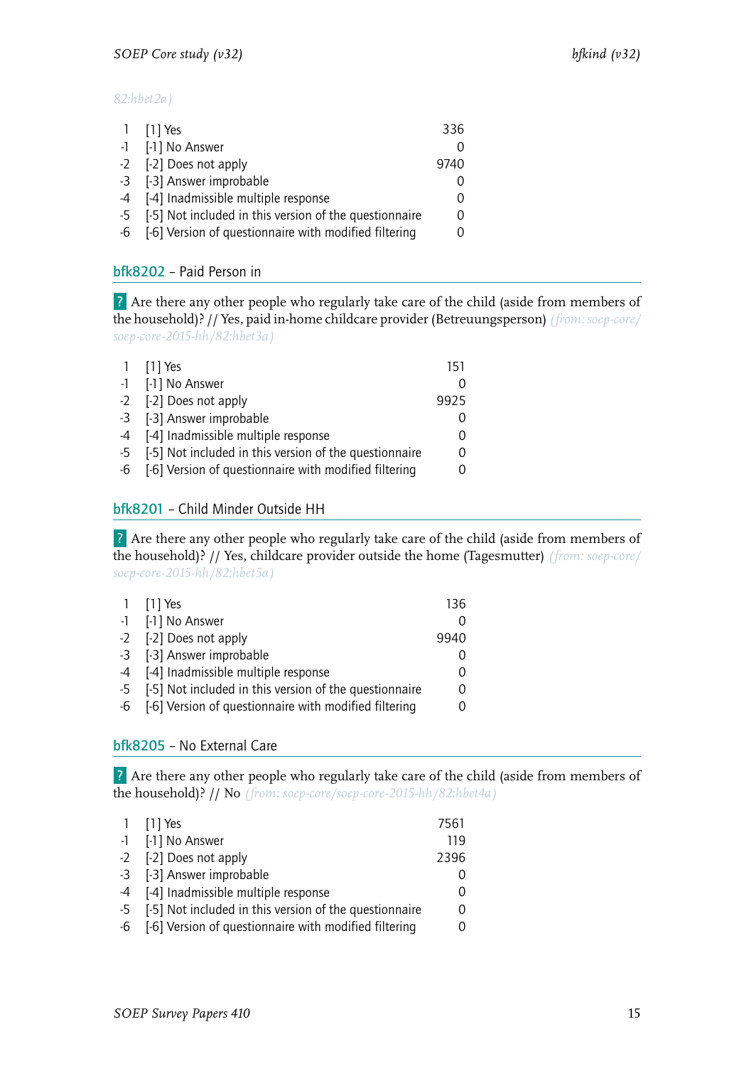*82:hbet2a)*

| | | |
|---|---|---|
| 1 | [1] Yes | 336 |
| -1 | [-1] No Answer | 0 |
| -2 | [-2] Does not apply | 9740 |
| -3 | [-3] Answer improbable | 0 |
| -4 | [-4] Inadmissible multiple response | 0 |
| -5 | [-5] Not included in this version of the questionnaire | 0 |
| -6 | [-6] Version of questionnaire with modified filtering | 0 |

## bfk8202 – Paid Person in

? Are there any other people who regularly take care of the child (aside from members of the household)? // Yes, paid in-home childcare provider (Betreuungsperson) *(from: soep-core/soep-core-2015-hh/82:hbet3a)*

| | | |
|---|---|---|
| 1 | [1] Yes | 151 |
| -1 | [-1] No Answer | 0 |
| -2 | [-2] Does not apply | 9925 |
| -3 | [-3] Answer improbable | 0 |
| -4 | [-4] Inadmissible multiple response | 0 |
| -5 | [-5] Not included in this version of the questionnaire | 0 |
| -6 | [-6] Version of questionnaire with modified filtering | 0 |

## bfk8201 – Child Minder Outside HH

? Are there any other people who regularly take care of the child (aside from members of the household)? // Yes, childcare provider outside the home (Tagesmutter) *(from: soep-core/soep-core-2015-hh/82:hbet5a)*

| | | |
|---|---|---|
| 1 | [1] Yes | 136 |
| -1 | [-1] No Answer | 0 |
| -2 | [-2] Does not apply | 9940 |
| -3 | [-3] Answer improbable | 0 |
| -4 | [-4] Inadmissible multiple response | 0 |
| -5 | [-5] Not included in this version of the questionnaire | 0 |
| -6 | [-6] Version of questionnaire with modified filtering | 0 |

## bfk8205 – No External Care

? Are there any other people who regularly take care of the child (aside from members of the household)? // No *(from: soep-core/soep-core-2015-hh/82:hbet4a)*

| | | |
|---|---|---|
| 1 | [1] Yes | 7561 |
| -1 | [-1] No Answer | 119 |
| -2 | [-2] Does not apply | 2396 |
| -3 | [-3] Answer improbable | 0 |
| -4 | [-4] Inadmissible multiple response | 0 |
| -5 | [-5] Not included in this version of the questionnaire | 0 |
| -6 | [-6] Version of questionnaire with modified filtering | 0 |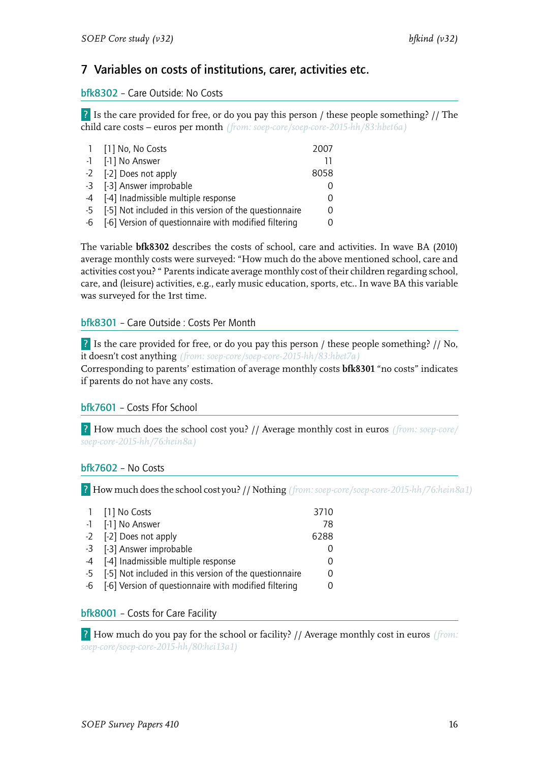## 7 Variables on costs of institutions, carer, activities etc.

### bfk8302 – Care Outside: No Costs

? Is the care provided for free, or do you pay this person / these people something? // The child care costs – euros per month *(from: soep-core/soep-core-2015-hh/83:hbet6a)*

| | | |
|---|---|---|
| 1 | [1] No, No Costs | 2007 |
| -1 | [-1] No Answer | 11 |
| -2 | [-2] Does not apply | 8058 |
| -3 | [-3] Answer improbable | 0 |
| -4 | [-4] Inadmissible multiple response | 0 |
| -5 | [-5] Not included in this version of the questionnaire | 0 |
| -6 | [-6] Version of questionnaire with modified filtering | 0 |

The variable **bfk8302** describes the costs of school, care and activities. In wave BA (2010) average monthly costs were surveyed: "How much do the above mentioned school, care and activities cost you? " Parents indicate average monthly cost of their children regarding school, care, and (leisure) activities, e.g., early music education, sports, etc.. In wave BA this variable was surveyed for the 1rst time.

### bfk8301 – Care Outside : Costs Per Month

? Is the care provided for free, or do you pay this person / these people something? // No, it doesn't cost anything *(from: soep-core/soep-core-2015-hh/83:hbet7a)*
Corresponding to parents' estimation of average monthly costs **bfk8301** "no costs" indicates if parents do not have any costs.

### bfk7601 – Costs Ffor School

? How much does the school cost you? // Average monthly cost in euros *(from: soep-core/soep-core-2015-hh/76:hein8a)*

### bfk7602 – No Costs

? How much does the school cost you? // Nothing *(from: soep-core/soep-core-2015-hh/76:hein8a1)*

| | | |
|---|---|---|
| 1 | [1] No Costs | 3710 |
| -1 | [-1] No Answer | 78 |
| -2 | [-2] Does not apply | 6288 |
| -3 | [-3] Answer improbable | 0 |
| -4 | [-4] Inadmissible multiple response | 0 |
| -5 | [-5] Not included in this version of the questionnaire | 0 |
| -6 | [-6] Version of questionnaire with modified filtering | 0 |

### bfk8001 – Costs for Care Facility

? How much do you pay for the school or facility? // Average monthly cost in euros *(from: soep-core/soep-core-2015-hh/80:hei13a1)*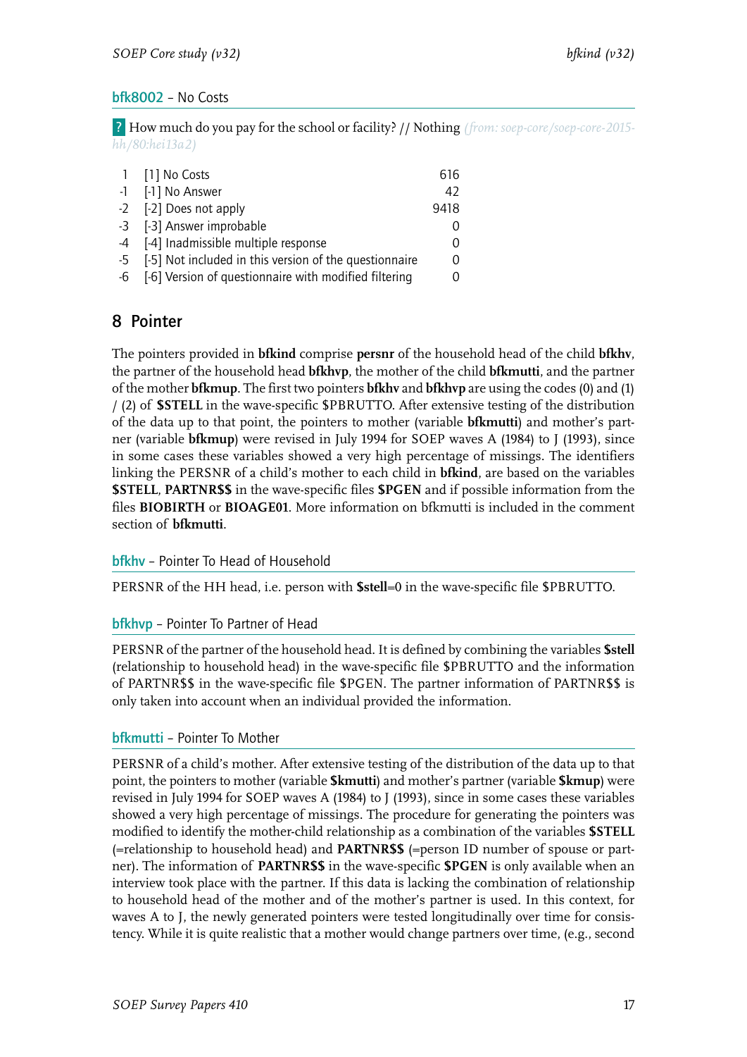### bfk8002 – No Costs

? How much do you pay for the school or facility? // Nothing *(from: soep-core/soep-core-2015-hh/80:hei13a2)*

| | | |
|---|---|---|
| 1 | [1] No Costs | 616 |
| -1 | [-1] No Answer | 42 |
| -2 | [-2] Does not apply | 9418 |
| -3 | [-3] Answer improbable | 0 |
| -4 | [-4] Inadmissible multiple response | 0 |
| -5 | [-5] Not included in this version of the questionnaire | 0 |
| -6 | [-6] Version of questionnaire with modified filtering | 0 |

## 8 Pointer

The pointers provided in **bfkind** comprise **persnr** of the household head of the child **bfkhv**, the partner of the household head **bfkhvp**, the mother of the child **bfkmutti**, and the partner of the mother **bfkmup**. The first two pointers **bfkhv** and **bfkhvp** are using the codes (0) and (1) / (2) of **$STELL** in the wave-specific $PBRUTTO. After extensive testing of the distribution of the data up to that point, the pointers to mother (variable **bfkmutti**) and mother's partner (variable **bfkmup**) were revised in July 1994 for SOEP waves A (1984) to J (1993), since in some cases these variables showed a very high percentage of missings. The identifiers linking the PERSNR of a child's mother to each child in **bfkind**, are based on the variables **$STELL**, **PARTNR$$** in the wave-specific files **$PGEN** and if possible information from the files **BIOBIRTH** or **BIOAGE01**. More information on bfkmutti is included in the comment section of **bfkmutti**.

### bfkhv – Pointer To Head of Household

PERSNR of the HH head, i.e. person with **$stell**=0 in the wave-specific file $PBRUTTO.

### bfkhvp – Pointer To Partner of Head

PERSNR of the partner of the household head. It is defined by combining the variables **$stell** (relationship to household head) in the wave-specific file $PBRUTTO and the information of PARTNR$$ in the wave-specific file $PGEN. The partner information of PARTNR$$ is only taken into account when an individual provided the information.

### bfkmutti – Pointer To Mother

PERSNR of a child's mother. After extensive testing of the distribution of the data up to that point, the pointers to mother (variable **$kmutti**) and mother's partner (variable **$kmup**) were revised in July 1994 for SOEP waves A (1984) to J (1993), since in some cases these variables showed a very high percentage of missings. The procedure for generating the pointers was modified to identify the mother-child relationship as a combination of the variables **$STELL** (=relationship to household head) and **PARTNR$$** (=person ID number of spouse or partner). The information of **PARTNR$$** in the wave-specific **$PGEN** is only available when an interview took place with the partner. If this data is lacking the combination of relationship to household head of the mother and of the mother's partner is used. In this context, for waves A to J, the newly generated pointers were tested longitudinally over time for consistency. While it is quite realistic that a mother would change partners over time, (e.g., second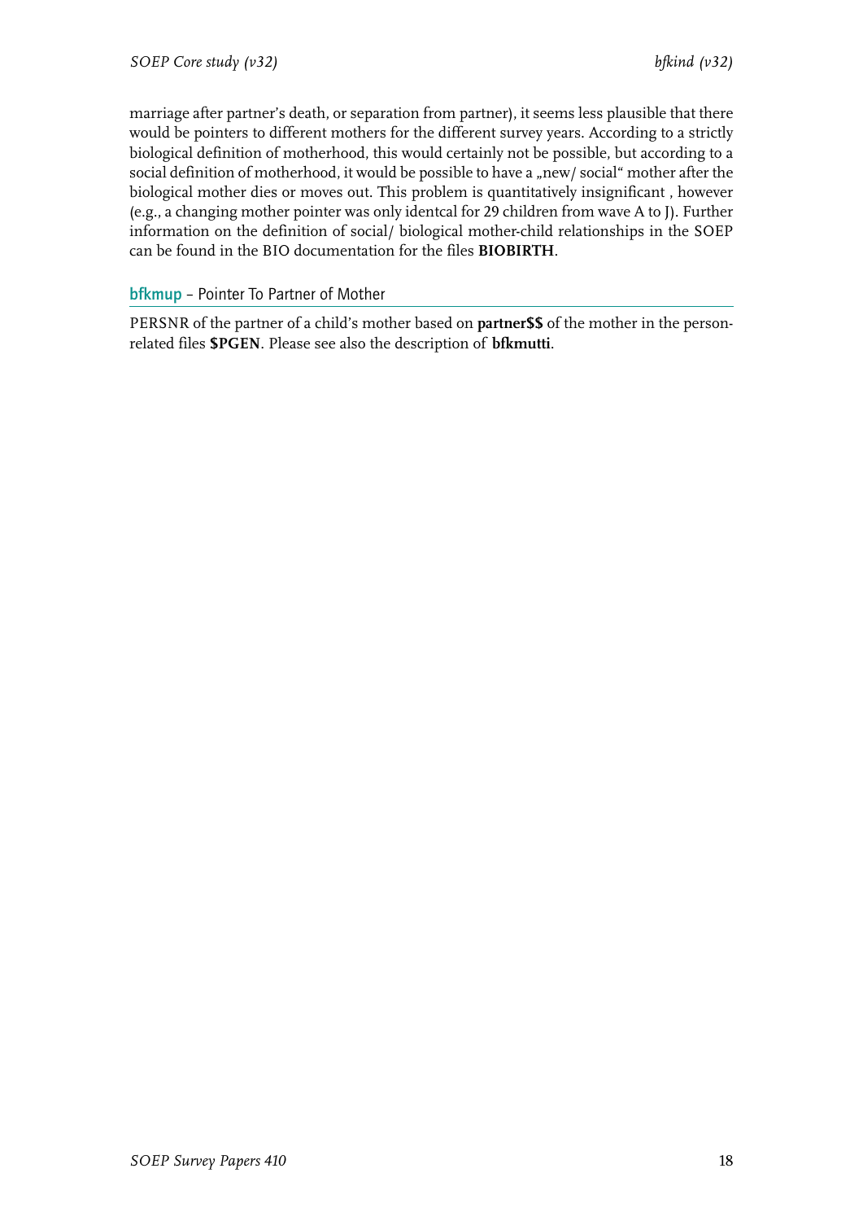marriage after partner's death, or separation from partner), it seems less plausible that there would be pointers to different mothers for the different survey years. According to a strictly biological definition of motherhood, this would certainly not be possible, but according to a social definition of motherhood, it would be possible to have a „new/ social" mother after the biological mother dies or moves out. This problem is quantitatively insignificant , however (e.g., a changing mother pointer was only identcal for 29 children from wave A to J). Further information on the definition of social/ biological mother-child relationships in the SOEP can be found in the BIO documentation for the files **BIOBIRTH**.

### bfkmup – Pointer To Partner of Mother

PERSNR of the partner of a child's mother based on **partner$$** of the mother in the person-related files **$PGEN**. Please see also the description of **bfkmutti**.